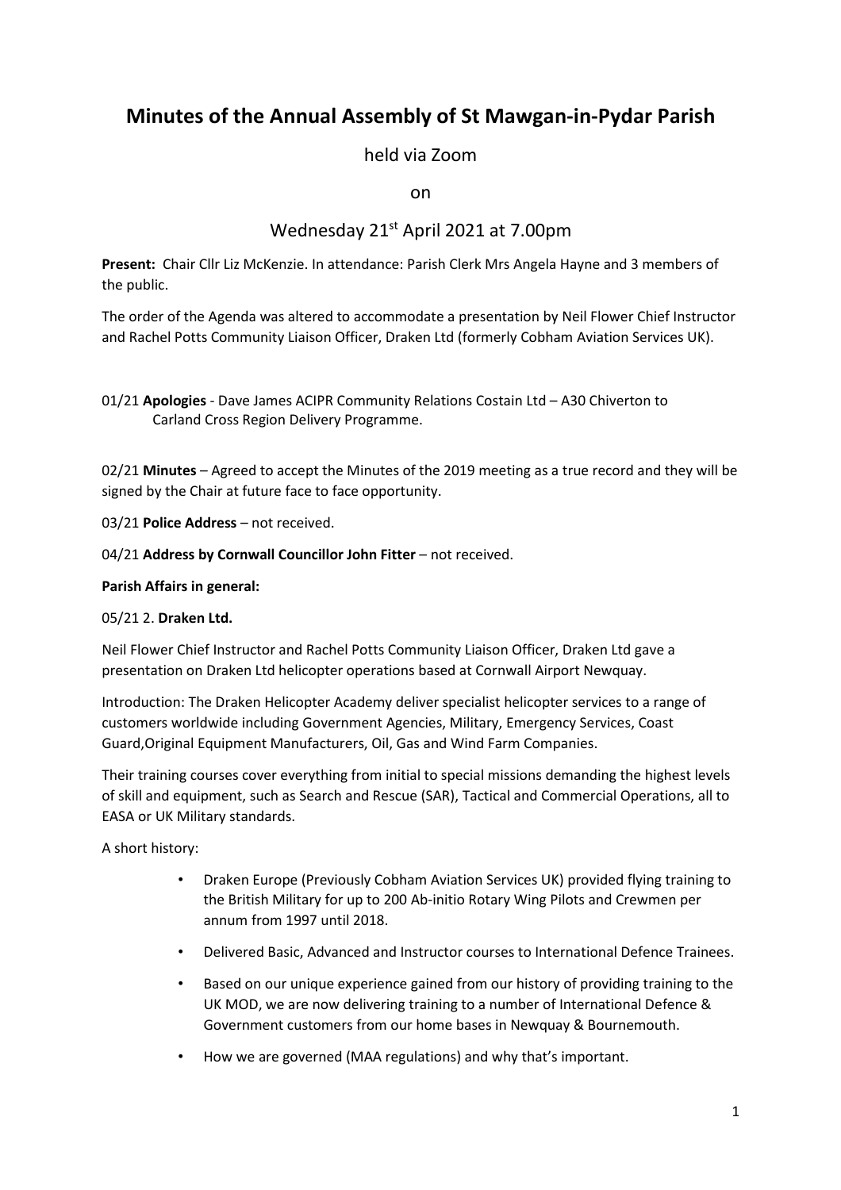# Minutes of the Annual Assembly of St Mawgan-in-Pydar Parish

held via Zoom

on

Wednesday 21st April 2021 at 7.00pm

**Present:** Chair Cllr Liz McKenzie. In attendance: Parish Clerk Mrs Angela Hayne and 3 members of the public.

The order of the Agenda was altered to accommodate a presentation by Neil Flower Chief Instructor and Rachel Potts Community Liaison Officer, Draken Ltd (formerly Cobham Aviation Services UK).

01/21 **Apologies** - Dave James ACIPR Community Relations Costain Ltd – A30 Chiverton to Carland Cross Region Delivery Programme.

02/21 **Minutes** – Agreed to accept the Minutes of the 2019 meeting as a true record and they will be signed by the Chair at future face to face opportunity.

03/21 **Police Address** – not received.

04/21 **Address by Cornwall Councillor John Fitter** – not received.

**Parish Affairs in general:**

05/21 2. **Draken Ltd.**

Neil Flower Chief Instructor and Rachel Potts Community Liaison Officer, Draken Ltd gave a presentation on Draken Ltd helicopter operations based at Cornwall Airport Newquay.

Introduction: The Draken Helicopter Academy deliver specialist helicopter services to a range of customers worldwide including Government Agencies, Military, Emergency Services, Coast Guard,Original Equipment Manufacturers, Oil, Gas and Wind Farm Companies.

Their training courses cover everything from initial to special missions demanding the highest levels of skill and equipment, such as Search and Rescue (SAR), Tactical and Commercial Operations, all to EASA or UK Military standards.

A short history:

- Draken Europe (Previously Cobham Aviation Services UK) provided flying training to the British Military for up to 200 Ab-initio Rotary Wing Pilots and Crewmen per annum from 1997 until 2018.
- Delivered Basic, Advanced and Instructor courses to International Defence Trainees.
- Based on our unique experience gained from our history of providing training to the UK MOD, we are now delivering training to a number of International Defence & Government customers from our home bases in Newquay & Bournemouth.
- How we are governed (MAA regulations) and why that's important.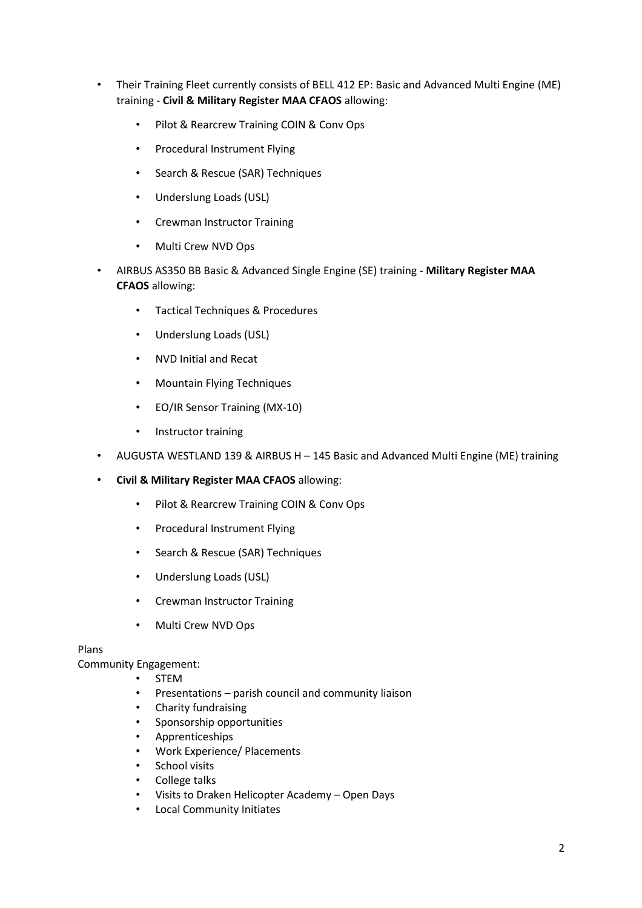- Their Training Fleet currently consists of BELL 412 EP: Basic and Advanced Multi Engine (ME) training - **Civil & Military Register MAA CFAOS** allowing:
    - Pilot & Rearcrew Training COIN & Conv Ops
    - Procedural Instrument Flying
    - Search & Rescue (SAR) Techniques
    - Underslung Loads (USL)
    - Crewman Instructor Training
    - Multi Crew NVD Ops
- AIRBUS AS350 BB Basic & Advanced Single Engine (SE) training - **Military Register MAA CFAOS** allowing:
    - Tactical Techniques & Procedures
    - Underslung Loads (USL)
    - NVD Initial and Recat
    - Mountain Flying Techniques
    - EO/IR Sensor Training (MX-10)
    - Instructor training
- AUGUSTA WESTLAND 139 & AIRBUS H – 145 Basic and Advanced Multi Engine (ME) training
- **Civil & Military Register MAA CFAOS** allowing:
    - Pilot & Rearcrew Training COIN & Conv Ops
    - Procedural Instrument Flying
    - Search & Rescue (SAR) Techniques
    - Underslung Loads (USL)
    - Crewman Instructor Training
    - Multi Crew NVD Ops

Plans

Community Engagement:

- STEM
- Presentations – parish council and community liaison
- Charity fundraising
- Sponsorship opportunities
- Apprenticeships
- Work Experience/ Placements
- School visits
- College talks
- Visits to Draken Helicopter Academy – Open Days
- Local Community Initiates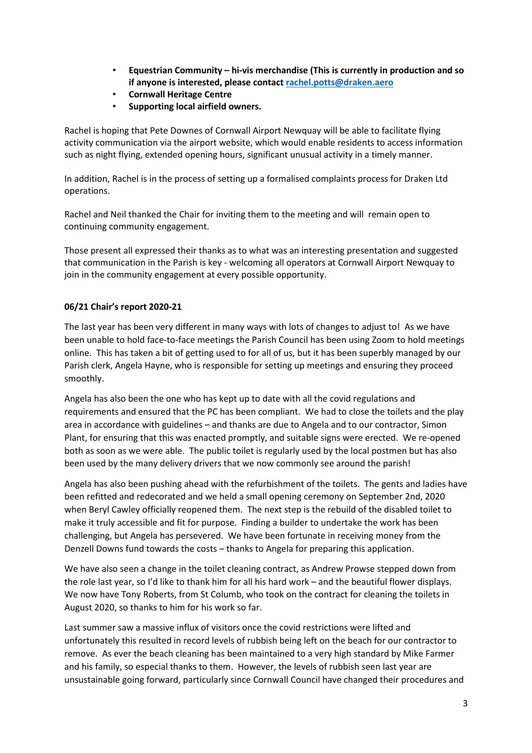- **Equestrian Community – hi-vis merchandise (This is currently in production and so if anyone is interested, please contact [rachel.potts@draken.aero](mailto:rachel.potts@draken.aero)**
- **Cornwall Heritage Centre**
- **Supporting local airfield owners.**

Rachel is hoping that Pete Downes of Cornwall Airport Newquay will be able to facilitate flying activity communication via the airport website, which would enable residents to access information such as night flying, extended opening hours, significant unusual activity in a timely manner.

In addition, Rachel is in the process of setting up a formalised complaints process for Draken Ltd operations.

Rachel and Neil thanked the Chair for inviting them to the meeting and will remain open to continuing community engagement.

Those present all expressed their thanks as to what was an interesting presentation and suggested that communication in the Parish is key - welcoming all operators at Cornwall Airport Newquay to join in the community engagement at every possible opportunity.

**06/21 Chair's report 2020-21**

The last year has been very different in many ways with lots of changes to adjust to! As we have been unable to hold face-to-face meetings the Parish Council has been using Zoom to hold meetings online. This has taken a bit of getting used to for all of us, but it has been superbly managed by our Parish clerk, Angela Hayne, who is responsible for setting up meetings and ensuring they proceed smoothly.

Angela has also been the one who has kept up to date with all the covid regulations and requirements and ensured that the PC has been compliant. We had to close the toilets and the play area in accordance with guidelines – and thanks are due to Angela and to our contractor, Simon Plant, for ensuring that this was enacted promptly, and suitable signs were erected. We re-opened both as soon as we were able. The public toilet is regularly used by the local postmen but has also been used by the many delivery drivers that we now commonly see around the parish!

Angela has also been pushing ahead with the refurbishment of the toilets. The gents and ladies have been refitted and redecorated and we held a small opening ceremony on September 2nd, 2020 when Beryl Cawley officially reopened them. The next step is the rebuild of the disabled toilet to make it truly accessible and fit for purpose. Finding a builder to undertake the work has been challenging, but Angela has persevered. We have been fortunate in receiving money from the Denzell Downs fund towards the costs – thanks to Angela for preparing this application.

We have also seen a change in the toilet cleaning contract, as Andrew Prowse stepped down from the role last year, so I'd like to thank him for all his hard work – and the beautiful flower displays. We now have Tony Roberts, from St Columb, who took on the contract for cleaning the toilets in August 2020, so thanks to him for his work so far.

Last summer saw a massive influx of visitors once the covid restrictions were lifted and unfortunately this resulted in record levels of rubbish being left on the beach for our contractor to remove. As ever the beach cleaning has been maintained to a very high standard by Mike Farmer and his family, so especial thanks to them. However, the levels of rubbish seen last year are unsustainable going forward, particularly since Cornwall Council have changed their procedures and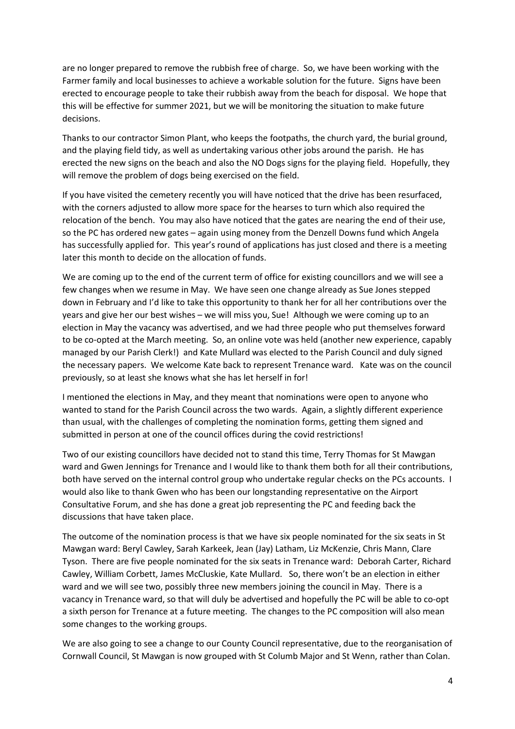are no longer prepared to remove the rubbish free of charge. So, we have been working with the Farmer family and local businesses to achieve a workable solution for the future. Signs have been erected to encourage people to take their rubbish away from the beach for disposal. We hope that this will be effective for summer 2021, but we will be monitoring the situation to make future decisions.

Thanks to our contractor Simon Plant, who keeps the footpaths, the church yard, the burial ground, and the playing field tidy, as well as undertaking various other jobs around the parish. He has erected the new signs on the beach and also the NO Dogs signs for the playing field. Hopefully, they will remove the problem of dogs being exercised on the field.

If you have visited the cemetery recently you will have noticed that the drive has been resurfaced, with the corners adjusted to allow more space for the hearses to turn which also required the relocation of the bench. You may also have noticed that the gates are nearing the end of their use, so the PC has ordered new gates – again using money from the Denzell Downs fund which Angela has successfully applied for. This year's round of applications has just closed and there is a meeting later this month to decide on the allocation of funds.

We are coming up to the end of the current term of office for existing councillors and we will see a few changes when we resume in May. We have seen one change already as Sue Jones stepped down in February and I'd like to take this opportunity to thank her for all her contributions over the years and give her our best wishes – we will miss you, Sue! Although we were coming up to an election in May the vacancy was advertised, and we had three people who put themselves forward to be co-opted at the March meeting. So, an online vote was held (another new experience, capably managed by our Parish Clerk!) and Kate Mullard was elected to the Parish Council and duly signed the necessary papers. We welcome Kate back to represent Trenance ward. Kate was on the council previously, so at least she knows what she has let herself in for!

I mentioned the elections in May, and they meant that nominations were open to anyone who wanted to stand for the Parish Council across the two wards. Again, a slightly different experience than usual, with the challenges of completing the nomination forms, getting them signed and submitted in person at one of the council offices during the covid restrictions!

Two of our existing councillors have decided not to stand this time, Terry Thomas for St Mawgan ward and Gwen Jennings for Trenance and I would like to thank them both for all their contributions, both have served on the internal control group who undertake regular checks on the PCs accounts. I would also like to thank Gwen who has been our longstanding representative on the Airport Consultative Forum, and she has done a great job representing the PC and feeding back the discussions that have taken place.

The outcome of the nomination process is that we have six people nominated for the six seats in St Mawgan ward: Beryl Cawley, Sarah Karkeek, Jean (Jay) Latham, Liz McKenzie, Chris Mann, Clare Tyson. There are five people nominated for the six seats in Trenance ward: Deborah Carter, Richard Cawley, William Corbett, James McCluskie, Kate Mullard. So, there won't be an election in either ward and we will see two, possibly three new members joining the council in May. There is a vacancy in Trenance ward, so that will duly be advertised and hopefully the PC will be able to co-opt a sixth person for Trenance at a future meeting. The changes to the PC composition will also mean some changes to the working groups.

We are also going to see a change to our County Council representative, due to the reorganisation of Cornwall Council, St Mawgan is now grouped with St Columb Major and St Wenn, rather than Colan.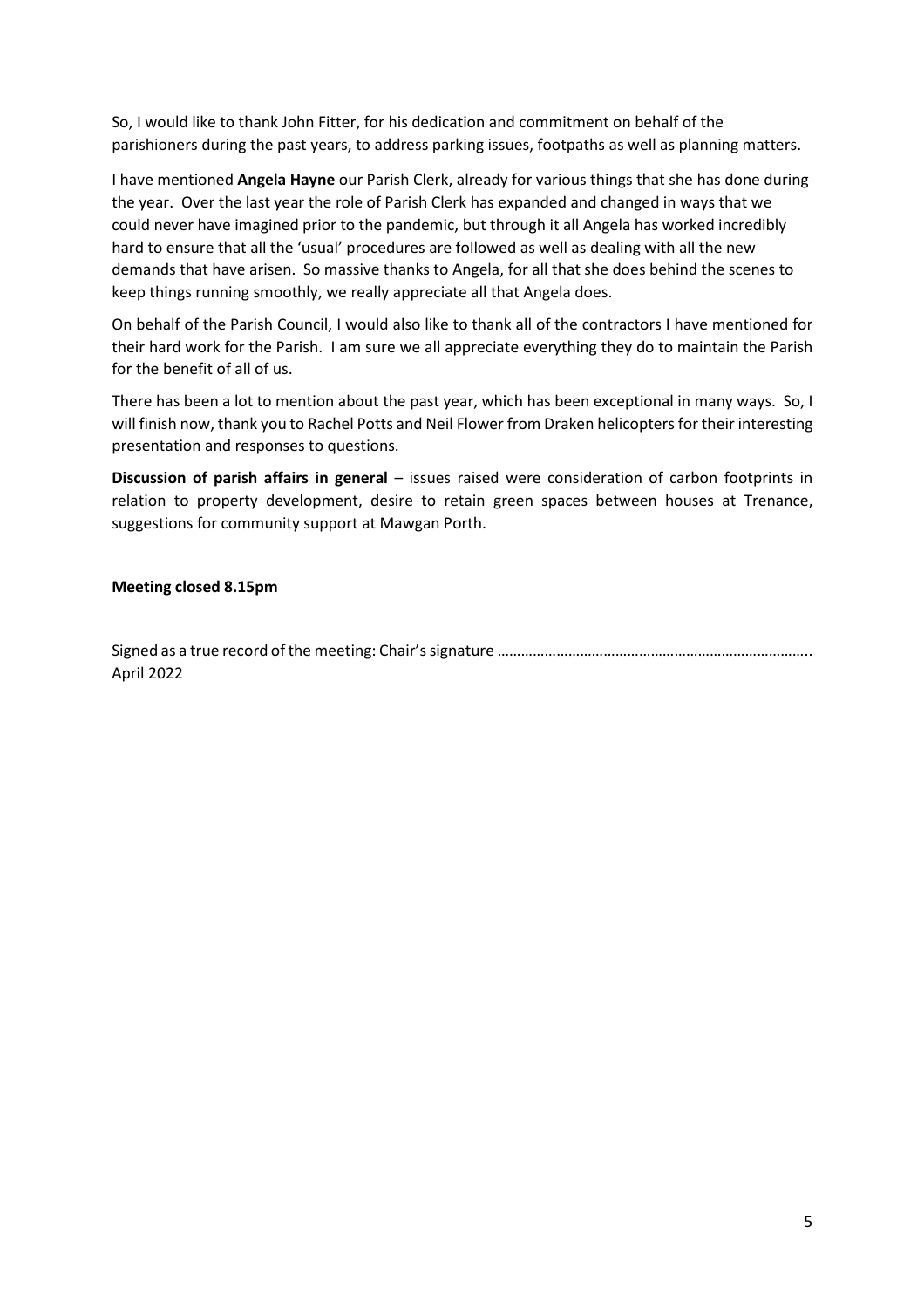So, I would like to thank John Fitter, for his dedication and commitment on behalf of the parishioners during the past years, to address parking issues, footpaths as well as planning matters.

I have mentioned **Angela Hayne** our Parish Clerk, already for various things that she has done during the year. Over the last year the role of Parish Clerk has expanded and changed in ways that we could never have imagined prior to the pandemic, but through it all Angela has worked incredibly hard to ensure that all the 'usual' procedures are followed as well as dealing with all the new demands that have arisen. So massive thanks to Angela, for all that she does behind the scenes to keep things running smoothly, we really appreciate all that Angela does.

On behalf of the Parish Council, I would also like to thank all of the contractors I have mentioned for their hard work for the Parish. I am sure we all appreciate everything they do to maintain the Parish for the benefit of all of us.

There has been a lot to mention about the past year, which has been exceptional in many ways. So, I will finish now, thank you to Rachel Potts and Neil Flower from Draken helicopters for their interesting presentation and responses to questions.

**Discussion of parish affairs in general** – issues raised were consideration of carbon footprints in relation to property development, desire to retain green spaces between houses at Trenance, suggestions for community support at Mawgan Porth.

**Meeting closed 8.15pm**

Signed as a true record of the meeting: Chair's signature …………………………………………………………………….. April 2022